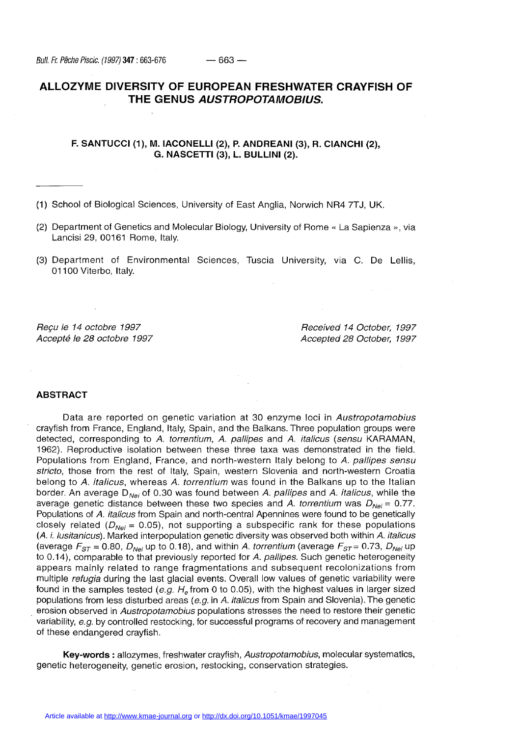# ALLOZYME DIVERSITY OF EUROPEAN FRESHWATER CRAYFISH OF THE GENUS *AUSTROPOTAMOBIUS*.

**F. SANTUCCI (1), M. IACONELLI (2), P. ANDREANI (3), R. CIANCHI (2), G. NASCETTI (3), L. BULLINI (2).**

(1) School of Biological Sciences, University of East Anglia, Norwich NR4 7TJ, UK.

(2) Department of Genetics and Molecular Biology, University of Rome « La Sapienza », via Lancisi 29, 00161 Rome, Italy.

(3) Department of Environmental Sciences, Tuscia University, via C. De Lellis, 01100 Viterbo, Italy.

*Reçu le 14 octobre 1997*
*Accepté le 28 octobre 1997*

*Received 14 October, 1997*
*Accepted 28 October, 1997*

## ABSTRACT

Data are reported on genetic variation at 30 enzyme loci in *Austropotamobius* crayfish from France, England, Italy, Spain, and the Balkans. Three population groups were detected, corresponding to *A. torrentium*, *A. pallipes* and *A. italicus* (*sensu* KARAMAN, 1962). Reproductive isolation between these three taxa was demonstrated in the field. Populations from England, France, and north-western Italy belong to *A. pallipes sensu stricto*, those from the rest of Italy, Spain, western Slovenia and north-western Croatia belong to *A. italicus*, whereas *A. torrentium* was found in the Balkans up to the Italian border. An average $D_{Nei}$ of 0.30 was found between *A. pallipes* and *A. italicus*, while the average genetic distance between these two species and *A. torrentium* was $D_{Nei}$ = 0.77. Populations of *A. italicus* from Spain and north-central Apennines were found to be genetically closely related ($D_{Nei}$ = 0.05), not supporting a subspecific rank for these populations (*A. i. lusitanicus*). Marked interpopulation genetic diversity was observed both within *A. italicus* (average $F_{ST}$ = 0.80, $D_{Nei}$ up to 0.18), and within *A. torrentium* (average $F_{ST}$ = 0.73, $D_{Nei}$ up to 0.14), comparable to that previously reported for *A. pallipes*. Such genetic heterogeneity appears mainly related to range fragmentations and subsequent recolonizations from multiple *refugia* during the last glacial events. Overall low values of genetic variability were found in the samples tested (*e.g.* $H_e$ from 0 to 0.05), with the highest values in larger sized populations from less disturbed areas (*e.g.* in *A. italicus* from Spain and Slovenia). The genetic erosion observed in *Austropotamobius* populations stresses the need to restore their genetic variability, *e.g.* by controlled restocking, for successful programs of recovery and management of these endangered crayfish.

**Key-words :** allozymes, freshwater crayfish, *Austropotamobius*, molecular systematics, genetic heterogeneity, genetic erosion, restocking, conservation strategies.

Article available at http://www.kmae-journal.org or http://dx.doi.org/10.1051/kmae/1997045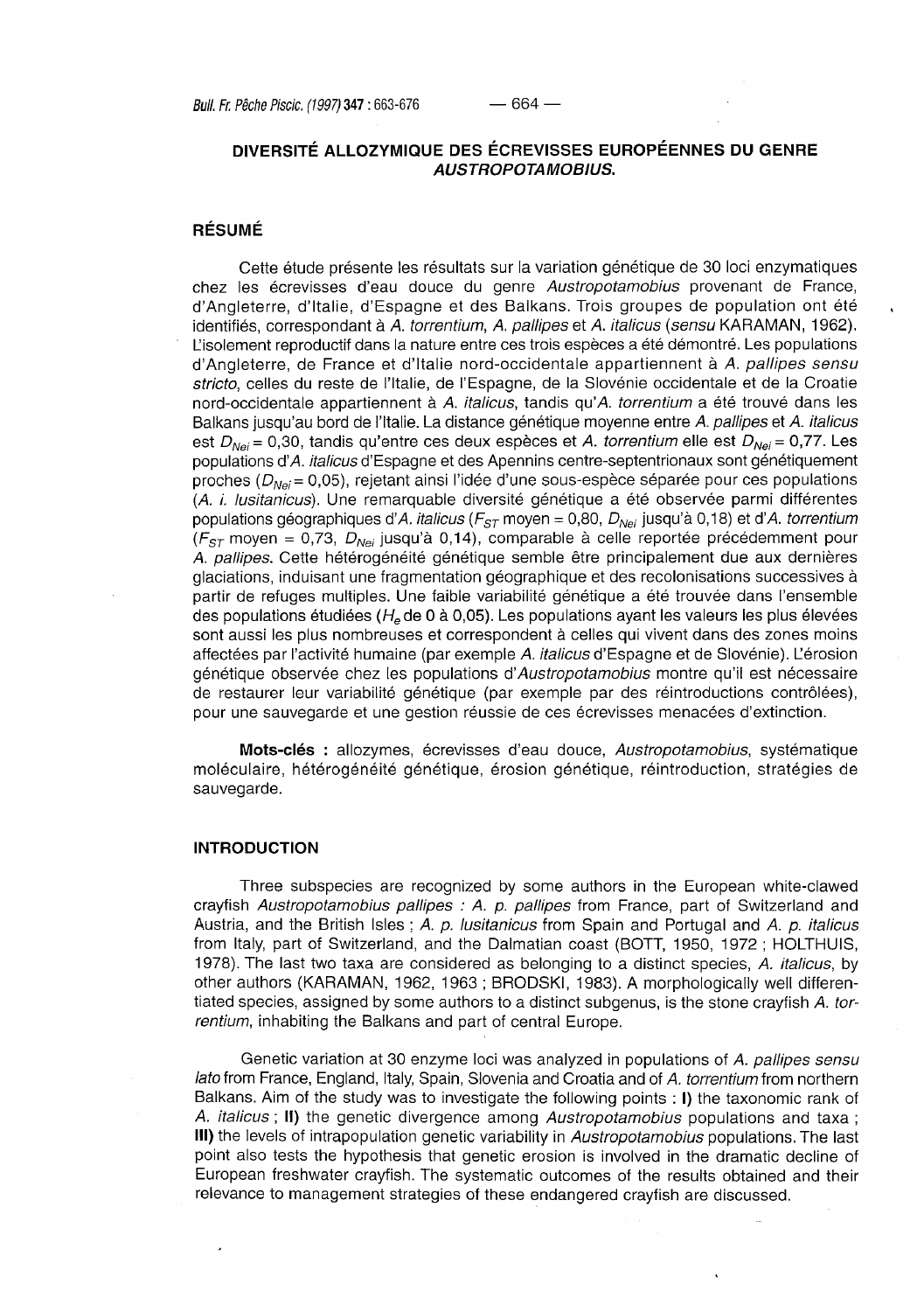## DIVERSITÉ ALLOZYMIQUE DES ÉCREVISSES EUROPÉENNES DU GENRE *AUSTROPOTAMOBIUS*.

### RÉSUMÉ

Cette étude présente les résultats sur la variation génétique de 30 loci enzymatiques chez les écrevisses d'eau douce du genre *Austropotamobius* provenant de France, d'Angleterre, d'Italie, d'Espagne et des Balkans. Trois groupes de population ont été identifiés, correspondant à *A. torrentium*, *A. pallipes* et *A. italicus* (*sensu* KARAMAN, 1962). L'isolement reproductif dans la nature entre ces trois espèces a été démontré. Les populations d'Angleterre, de France et d'Italie nord-occidentale appartiennent à *A. pallipes sensu stricto*, celles du reste de l'Italie, de l'Espagne, de la Slovénie occidentale et de la Croatie nord-occidentale appartiennent à *A. italicus*, tandis qu'*A. torrentium* a été trouvé dans les Balkans jusqu'au bord de l'Italie. La distance génétique moyenne entre *A. pallipes* et *A. italicus* est $D_{Nei}$ = 0,30, tandis qu'entre ces deux espèces et *A. torrentium* elle est $D_{Nei}$ = 0,77. Les populations d'*A. italicus* d'Espagne et des Apennins centre-septentrionaux sont génétiquement proches ($D_{Nei}$ = 0,05), rejetant ainsi l'idée d'une sous-espèce séparée pour ces populations (*A. i. lusitanicus*). Une remarquable diversité génétique a été observée parmi différentes populations géographiques d'*A. italicus* ($F_{ST}$ moyen = 0,80, $D_{Nei}$ jusqu'à 0,18) et d'*A. torrentium* ($F_{ST}$ moyen = 0,73, $D_{Nei}$ jusqu'à 0,14), comparable à celle reportée précédemment pour *A. pallipes*. Cette hétérogénéité génétique semble être principalement due aux dernières glaciations, induisant une fragmentation géographique et des recolonisations successives à partir de refuges multiples. Une faible variabilité génétique a été trouvée dans l'ensemble des populations étudiées ($H_e$ de 0 à 0,05). Les populations ayant les valeurs les plus élevées sont aussi les plus nombreuses et correspondent à celles qui vivent dans des zones moins affectées par l'activité humaine (par exemple *A. italicus* d'Espagne et de Slovénie). L'érosion génétique observée chez les populations d'*Austropotamobius* montre qu'il est nécessaire de restaurer leur variabilité génétique (par exemple par des réintroductions contrôlées), pour une sauvegarde et une gestion réussie de ces écrevisses menacées d'extinction.

**Mots-clés :** allozymes, écrevisses d'eau douce, *Austropotamobius*, systématique moléculaire, hétérogénéité génétique, érosion génétique, réintroduction, stratégies de sauvegarde.

### INTRODUCTION

Three subspecies are recognized by some authors in the European white-clawed crayfish *Austropotamobius pallipes* : *A. p. pallipes* from France, part of Switzerland and Austria, and the British Isles ; *A. p. lusitanicus* from Spain and Portugal and *A. p. italicus* from Italy, part of Switzerland, and the Dalmatian coast (BOTT, 1950, 1972 ; HOLTHUIS, 1978). The last two taxa are considered as belonging to a distinct species, *A. italicus*, by other authors (KARAMAN, 1962, 1963 ; BRODSKI, 1983). A morphologically well differentiated species, assigned by some authors to a distinct subgenus, is the stone crayfish *A. torrentium*, inhabiting the Balkans and part of central Europe.

Genetic variation at 30 enzyme loci was analyzed in populations of *A. pallipes sensu lato* from France, England, Italy, Spain, Slovenia and Croatia and of *A. torrentium* from northern Balkans. Aim of the study was to investigate the following points : **I)** the taxonomic rank of *A. italicus* ; **II)** the genetic divergence among *Austropotamobius* populations and taxa ; **III)** the levels of intrapopulation genetic variability in *Austropotamobius* populations. The last point also tests the hypothesis that genetic erosion is involved in the dramatic decline of European freshwater crayfish. The systematic outcomes of the results obtained and their relevance to management strategies of these endangered crayfish are discussed.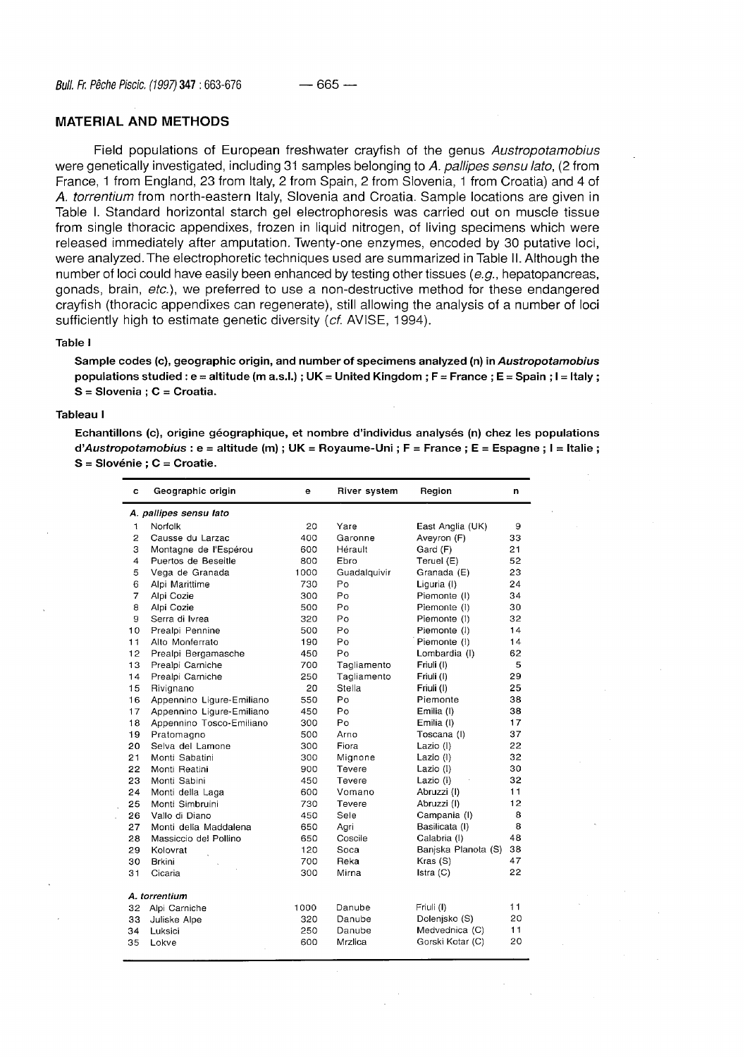## MATERIAL AND METHODS

Field populations of European freshwater crayfish of the genus *Austropotamobius* were genetically investigated, including 31 samples belonging to *A. pallipes sensu lato*, (2 from France, 1 from England, 23 from Italy, 2 from Spain, 2 from Slovenia, 1 from Croatia) and 4 of *A. torrentium* from north-eastern Italy, Slovenia and Croatia. Sample locations are given in Table I. Standard horizontal starch gel electrophoresis was carried out on muscle tissue from single thoracic appendixes, frozen in liquid nitrogen, of living specimens which were released immediately after amputation. Twenty-one enzymes, encoded by 30 putative loci, were analyzed. The electrophoretic techniques used are summarized in Table II. Although the number of loci could have easily been enhanced by testing other tissues (*e.g.*, hepatopancreas, gonads, brain, *etc.*), we preferred to use a non-destructive method for these endangered crayfish (thoracic appendixes can regenerate), still allowing the analysis of a number of loci sufficiently high to estimate genetic diversity (*cf.* AVISE, 1994).

**Table I**

**Sample codes (c), geographic origin, and number of specimens analyzed (n) in *Austropotamobius* populations studied : e = altitude (m a.s.l.) ; UK = United Kingdom ; F = France ; E = Spain ; I = Italy ; S = Slovenia ; C = Croatia.**

**Tableau I**

**Echantillons (c), origine géographique, et nombre d'individus analysés (n) chez les populations d'*Austropotamobius* : e = altitude (m) ; UK = Royaume-Uni ; F = France ; E = Espagne ; I = Italie ; S = Slovénie ; C = Croatie.**

| c | Geographic origin | e | River system | Region | n |
|---|---|---|---|---|---|
| *A. pallipes sensu lato* | | | | | |
| 1 | Norfolk | 20 | Yare | East Anglia (UK) | 9 |
| 2 | Causse du Larzac | 400 | Garonne | Aveyron (F) | 33 |
| 3 | Montagne de l'Espérou | 600 | Hérault | Gard (F) | 21 |
| 4 | Puertos de Beseitle | 800 | Ebro | Teruel (E) | 52 |
| 5 | Vega de Granada | 1000 | Guadalquivir | Granada (E) | 23 |
| 6 | Alpi Marittime | 730 | Po | Liguria (I) | 24 |
| 7 | Alpi Cozie | 300 | Po | Piemonte (I) | 34 |
| 8 | Alpi Cozie | 500 | Po | Piemonte (I) | 30 |
| 9 | Serra di Ivrea | 320 | Po | Piemonte (I) | 32 |
| 10 | Prealpi Pennine | 500 | Po | Piemonte (I) | 14 |
| 11 | Alto Monferrato | 190 | Po | Piemonte (I) | 14 |
| 12 | Prealpi Bergamasche | 450 | Po | Lombardia (I) | 62 |
| 13 | Prealpi Carniche | 700 | Tagliamento | Friuli (I) | 5 |
| 14 | Prealpi Carniche | 250 | Tagliamento | Friuli (I) | 29 |
| 15 | Rivignano | 20 | Stella | Friuli (I) | 25 |
| 16 | Appennino Ligure-Emiliano | 550 | Po | Piemonte | 38 |
| 17 | Appennino Ligure-Emiliano | 450 | Po | Emilia (I) | 38 |
| 18 | Appennino Tosco-Emiliano | 300 | Po | Emilia (I) | 17 |
| 19 | Pratomagno | 500 | Arno | Toscana (I) | 37 |
| 20 | Selva del Lamone | 300 | Fiora | Lazio (I) | 22 |
| 21 | Monti Sabatini | 300 | Mignone | Lazio (I) | 32 |
| 22 | Monti Reatini | 900 | Tevere | Lazio (I) | 30 |
| 23 | Monti Sabini | 450 | Tevere | Lazio (I) | 32 |
| 24 | Monti della Laga | 600 | Vomano | Abruzzi (I) | 11 |
| 25 | Monti Simbruini | 730 | Tevere | Abruzzi (I) | 12 |
| 26 | Vallo di Diano | 450 | Sele | Campania (I) | 8 |
| 27 | Monti della Maddalena | 650 | Agri | Basilicata (I) | 8 |
| 28 | Massiccio del Pollino | 650 | Coscile | Calabria (I) | 48 |
| 29 | Kolovrat | 120 | Soca | Banjska Planota (S) | 38 |
| 30 | Brkini | 700 | Reka | Kras (S) | 47 |
| 31 | Cicaria | 300 | Mirna | Istra (C) | 22 |
| *A. torrentium* | | | | | |
| 32 | Alpi Carniche | 1000 | Danube | Friuli (I) | 11 |
| 33 | Juliske Alpe | 320 | Danube | Dolenjsko (S) | 20 |
| 34 | Luksici | 250 | Danube | Medvednica (C) | 11 |
| 35 | Lokve | 600 | Mrzlica | Gorski Kotar (C) | 20 |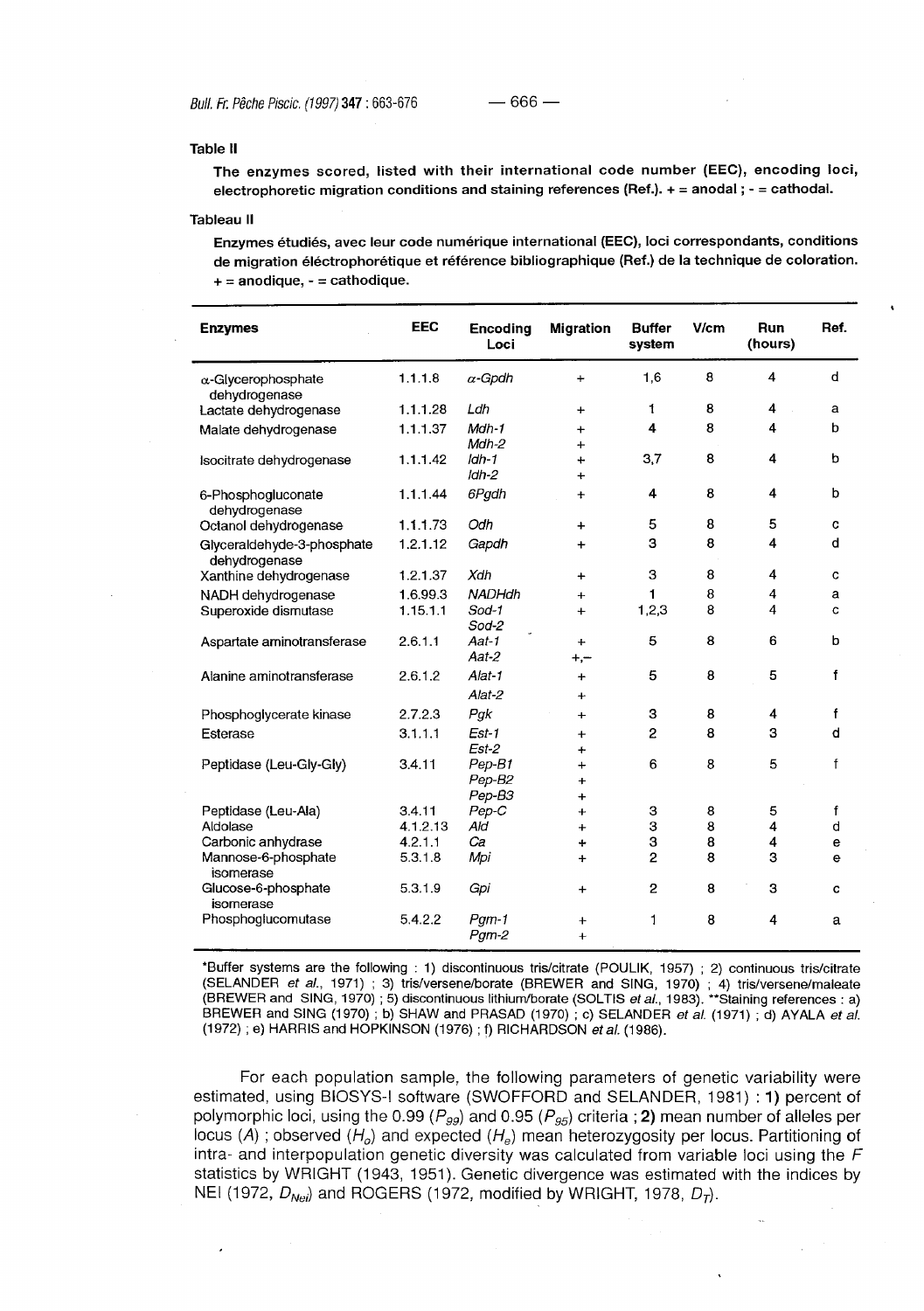**Table II**

**The enzymes scored, listed with their international code number (EEC), encoding loci, electrophoretic migration conditions and staining references (Ref.). + = anodal ; - = cathodal.**

**Tableau II**

**Enzymes étudiés, avec leur code numérique international (EEC), loci correspondants, conditions de migration éléctrophorétique et référence bibliographique (Ref.) de la technique de coloration. + = anodique, - = cathodique.**

| Enzymes | EEC | Encoding Loci | Migration | Buffer system | V/cm | Run (hours) | Ref. |
|---|---|---|---|---|---|---|---|
| α-Glycerophosphate dehydrogenase | 1.1.1.8 | *α-Gpdh* | + | 1,6 | 8 | 4 | d |
| Lactate dehydrogenase | 1.1.1.28 | *Ldh* | + | 1 | 8 | 4 | a |
| Malate dehydrogenase | 1.1.1.37 | *Mdh-1* | + | 4 | 8 | 4 | b |
| | | *Mdh-2* | + | | | | |
| Isocitrate dehydrogenase | 1.1.1.42 | *Idh-1* | + | 3,7 | 8 | 4 | b |
| | | *Idh-2* | + | | | | |
| 6-Phosphogluconate dehydrogenase | 1.1.1.44 | *6Pgdh* | + | 4 | 8 | 4 | b |
| Octanol dehydrogenase | 1.1.1.73 | *Odh* | + | 5 | 8 | 5 | c |
| Glyceraldehyde-3-phosphate dehydrogenase | 1.2.1.12 | *Gapdh* | + | 3 | 8 | 4 | d |
| Xanthine dehydrogenase | 1.2.1.37 | *Xdh* | + | 3 | 8 | 4 | c |
| NADH dehydrogenase | 1.6.99.3 | *NADHdh* | + | 1 | 8 | 4 | a |
| Superoxide dismutase | 1.15.1.1 | *Sod-1* | + | 1,2,3 | 8 | 4 | c |
| | | *Sod-2* | | | | | |
| Aspartate aminotransferase | 2.6.1.1 | *Aat-1* | + | 5 | 8 | 6 | b |
| | | *Aat-2* | +,- | | | | |
| Alanine aminotransferase | 2.6.1.2 | *Alat-1* | + | 5 | 8 | 5 | f |
| | | *Alat-2* | + | | | | |
| Phosphoglycerate kinase | 2.7.2.3 | *Pgk* | + | 3 | 8 | 4 | f |
| Esterase | 3.1.1.1 | *Est-1* | + | 2 | 8 | 3 | d |
| | | *Est-2* | + | | | | |
| Peptidase (Leu-Gly-Gly) | 3.4.11 | *Pep-B1* | + | 6 | 8 | 5 | f |
| | | *Pep-B2* | + | | | | |
| | | *Pep-B3* | + | | | | |
| Peptidase (Leu-Ala) | 3.4.11 | *Pep-C* | + | 3 | 8 | 5 | f |
| Aldolase | 4.1.2.13 | *Ald* | + | 3 | 8 | 4 | d |
| Carbonic anhydrase | 4.2.1.1 | *Ca* | + | 3 | 8 | 4 | e |
| Mannose-6-phosphate isomerase | 5.3.1.8 | *Mpi* | + | 2 | 8 | 3 | e |
| Glucose-6-phosphate isomerase | 5.3.1.9 | *Gpi* | + | 2 | 8 | 3 | c |
| Phosphoglucomutase | 5.4.2.2 | *Pgm-1* | + | 1 | 8 | 4 | a |
| | | *Pgm-2* | + | | | | |

*Buffer systems are the following : 1) discontinuous tris/citrate (POULIK, 1957) ; 2) continuous tris/citrate (SELANDER *et al.*, 1971) ; 3) tris/versene/borate (BREWER and SING, 1970) ; 4) tris/versene/maleate (BREWER and SING, 1970) ; 5) discontinuous lithium/borate (SOLTIS *et al.*, 1983). **Staining references : a) BREWER and SING (1970) ; b) SHAW and PRASAD (1970) ; c) SELANDER *et al.* (1971) ; d) AYALA *et al.* (1972) ; e) HARRIS and HOPKINSON (1976) ; f) RICHARDSON *et al.* (1986).

For each population sample, the following parameters of genetic variability were estimated, using BIOSYS-I software (SWOFFORD and SELANDER, 1981) : **1)** percent of polymorphic loci, using the 0.99 ($P_{99}$) and 0.95 ($P_{95}$) criteria ; **2)** mean number of alleles per locus ($A$) ; observed ($H_o$) and expected ($H_e$) mean heterozygosity per locus. Partitioning of intra- and interpopulation genetic diversity was calculated from variable loci using the $F$ statistics by WRIGHT (1943, 1951). Genetic divergence was estimated with the indices by NEI (1972, $D_{Nei}$) and ROGERS (1972, modified by WRIGHT, 1978, $D_T$).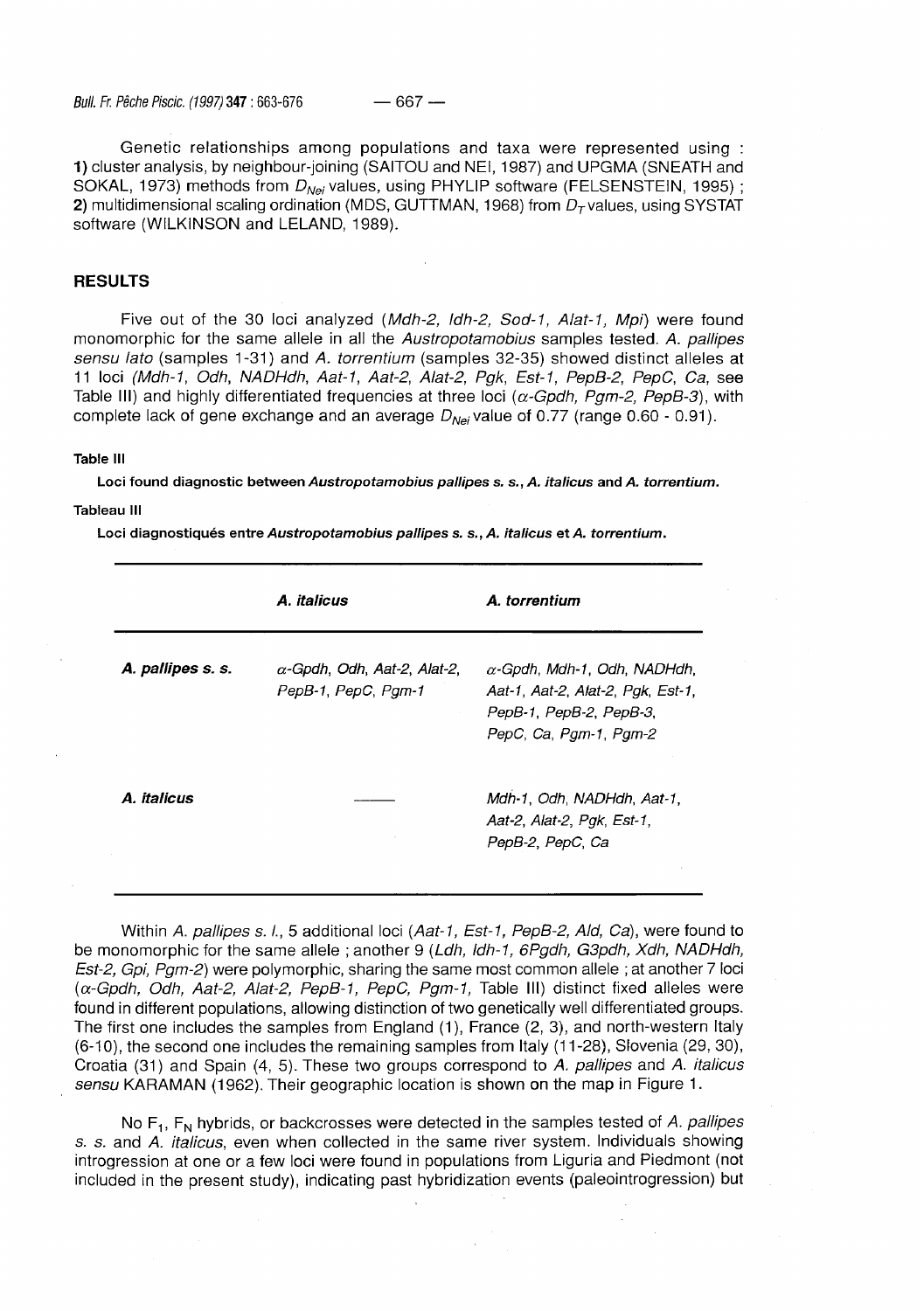Genetic relationships among populations and taxa were represented using : **1)** cluster analysis, by neighbour-joining (SAITOU and NEI, 1987) and UPGMA (SNEATH and SOKAL, 1973) methods from $D_{Nei}$ values, using PHYLIP software (FELSENSTEIN, 1995) ; **2)** multidimensional scaling ordination (MDS, GUTTMAN, 1968) from $D_T$ values, using SYSTAT software (WILKINSON and LELAND, 1989).

## RESULTS

Five out of the 30 loci analyzed (*Mdh-2, Idh-2, Sod-1, Alat-1, Mpi*) were found monomorphic for the same allele in all the *Austropotamobius* samples tested. *A. pallipes sensu lato* (samples 1-31) and *A. torrentium* (samples 32-35) showed distinct alleles at 11 loci (*Mdh-1, Odh, NADHdh, Aat-1, Aat-2, Alat-2, Pgk, Est-1, PepB-2, PepC, Ca*, see Table III) and highly differentiated frequencies at three loci ($\alpha$*-Gpdh, Pgm-2, PepB-3*), with complete lack of gene exchange and an average $D_{Nei}$ value of 0.77 (range 0.60 - 0.91).

**Table III**

**Loci found diagnostic between *Austropotamobius pallipes s. s., A. italicus* and *A. torrentium*.**

**Tableau III**

**Loci diagnostiqués entre *Austropotamobius pallipes s. s., A. italicus* et *A. torrentium*.**

| | ***A. italicus*** | ***A. torrentium*** |
|---|---|---|
| ***A. pallipes s. s.*** | $\alpha$*-Gpdh, Odh, Aat-2, Alat-2, PepB-1, PepC, Pgm-1* | $\alpha$*-Gpdh, Mdh-1, Odh, NADHdh, Aat-1, Aat-2, Alat-2, Pgk, Est-1, PepB-1, PepB-2, PepB-3, PepC, Ca, Pgm-1, Pgm-2* |
| ***A. italicus*** | —— | *Mdh-1, Odh, NADHdh, Aat-1, Aat-2, Alat-2, Pgk, Est-1, PepB-2, PepC, Ca* |

Within *A. pallipes s. l.*, 5 additional loci (*Aat-1, Est-1, PepB-2, Ald, Ca*), were found to be monomorphic for the same allele ; another 9 (*Ldh, Idh-1, 6Pgdh, G3pdh, Xdh, NADHdh, Est-2, Gpi, Pgm-2*) were polymorphic, sharing the same most common allele ; at another 7 loci ($\alpha$*-Gpdh, Odh, Aat-2, Alat-2, PepB-1, PepC, Pgm-1*, Table III) distinct fixed alleles were found in different populations, allowing distinction of two genetically well differentiated groups. The first one includes the samples from England (1), France (2, 3), and north-western Italy (6-10), the second one includes the remaining samples from Italy (11-28), Slovenia (29, 30), Croatia (31) and Spain (4, 5). These two groups correspond to *A. pallipes* and *A. italicus sensu* KARAMAN (1962). Their geographic location is shown on the map in Figure 1.

No $F_1$, $F_N$ hybrids, or backcrosses were detected in the samples tested of *A. pallipes s. s.* and *A. italicus*, even when collected in the same river system. Individuals showing introgression at one or a few loci were found in populations from Liguria and Piedmont (not included in the present study), indicating past hybridization events (paleointrogression) but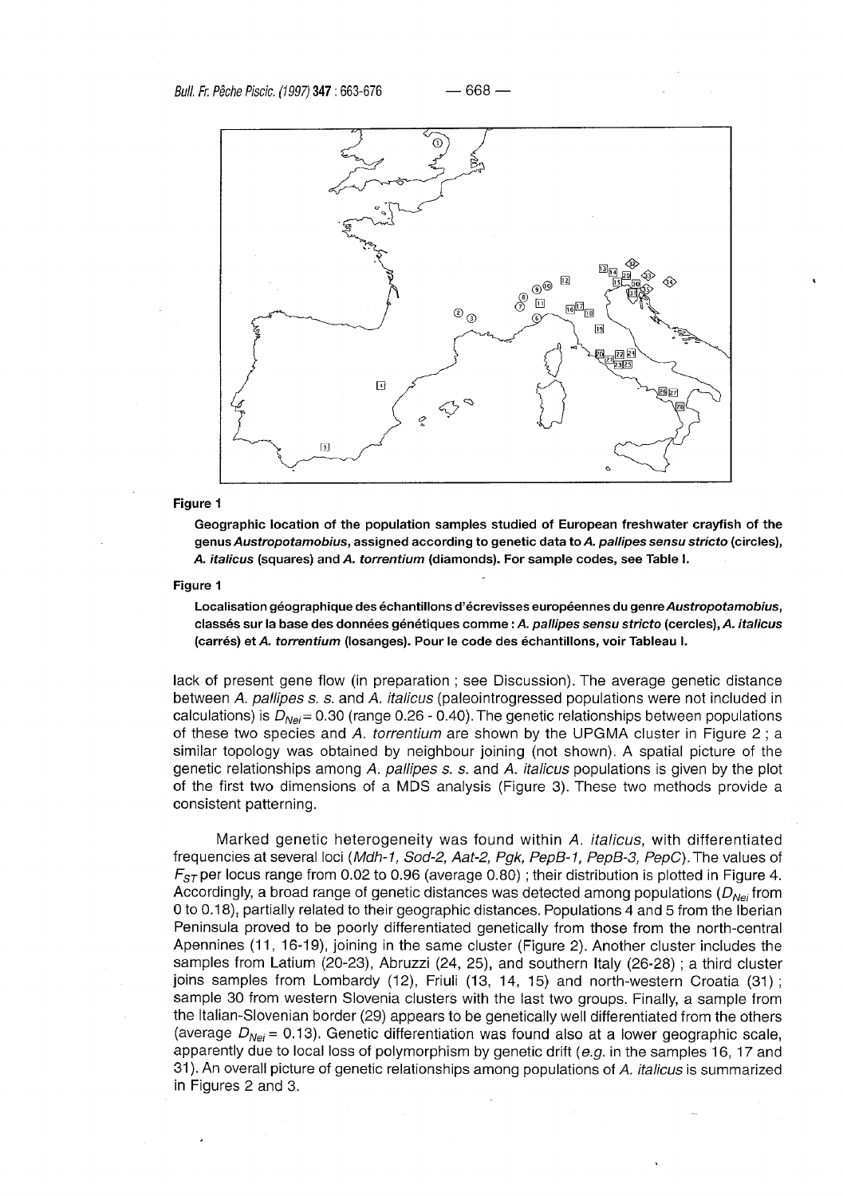**Figure 1**

**Geographic location of the population samples studied of European freshwater crayfish of the genus *Austropotamobius*, assigned according to genetic data to *A. pallipes sensu stricto* (circles), *A. italicus* (squares) and *A. torrentium* (diamonds). For sample codes, see Table I.**

**Figure 1**

**Localisation géographique des échantillons d'écrevisses européennes du genre *Austropotamobius*, classés sur la base des données génétiques comme : *A. pallipes sensu stricto* (cercles), *A. italicus* (carrés) et *A. torrentium* (losanges). Pour le code des échantillons, voir Tableau I.**

lack of present gene flow (in preparation ; see Discussion). The average genetic distance between *A. pallipes s. s.* and *A. italicus* (paleointrogressed populations were not included in calculations) is $D_{Nei} = 0.30$ (range 0.26 - 0.40). The genetic relationships between populations of these two species and *A. torrentium* are shown by the UPGMA cluster in Figure 2 ; a similar topology was obtained by neighbour joining (not shown). A spatial picture of the genetic relationships among *A. pallipes s. s.* and *A. italicus* populations is given by the plot of the first two dimensions of a MDS analysis (Figure 3). These two methods provide a consistent patterning.

Marked genetic heterogeneity was found within *A. italicus*, with differentiated frequencies at several loci (*Mdh-1, Sod-2, Aat-2, Pgk, PepB-1, PepB-3, PepC*). The values of $F_{ST}$ per locus range from 0.02 to 0.96 (average 0.80) ; their distribution is plotted in Figure 4. Accordingly, a broad range of genetic distances was detected among populations ($D_{Nei}$ from 0 to 0.18), partially related to their geographic distances. Populations 4 and 5 from the Iberian Peninsula proved to be poorly differentiated genetically from those from the north-central Apennines (11, 16-19), joining in the same cluster (Figure 2). Another cluster includes the samples from Latium (20-23), Abruzzi (24, 25), and southern Italy (26-28) ; a third cluster joins samples from Lombardy (12), Friuli (13, 14, 15) and north-western Croatia (31) ; sample 30 from western Slovenia clusters with the last two groups. Finally, a sample from the Italian-Slovenian border (29) appears to be genetically well differentiated from the others (average $D_{Nei} = 0.13$). Genetic differentiation was found also at a lower geographic scale, apparently due to local loss of polymorphism by genetic drift (*e.g.* in the samples 16, 17 and 31). An overall picture of genetic relationships among populations of *A. italicus* is summarized in Figures 2 and 3.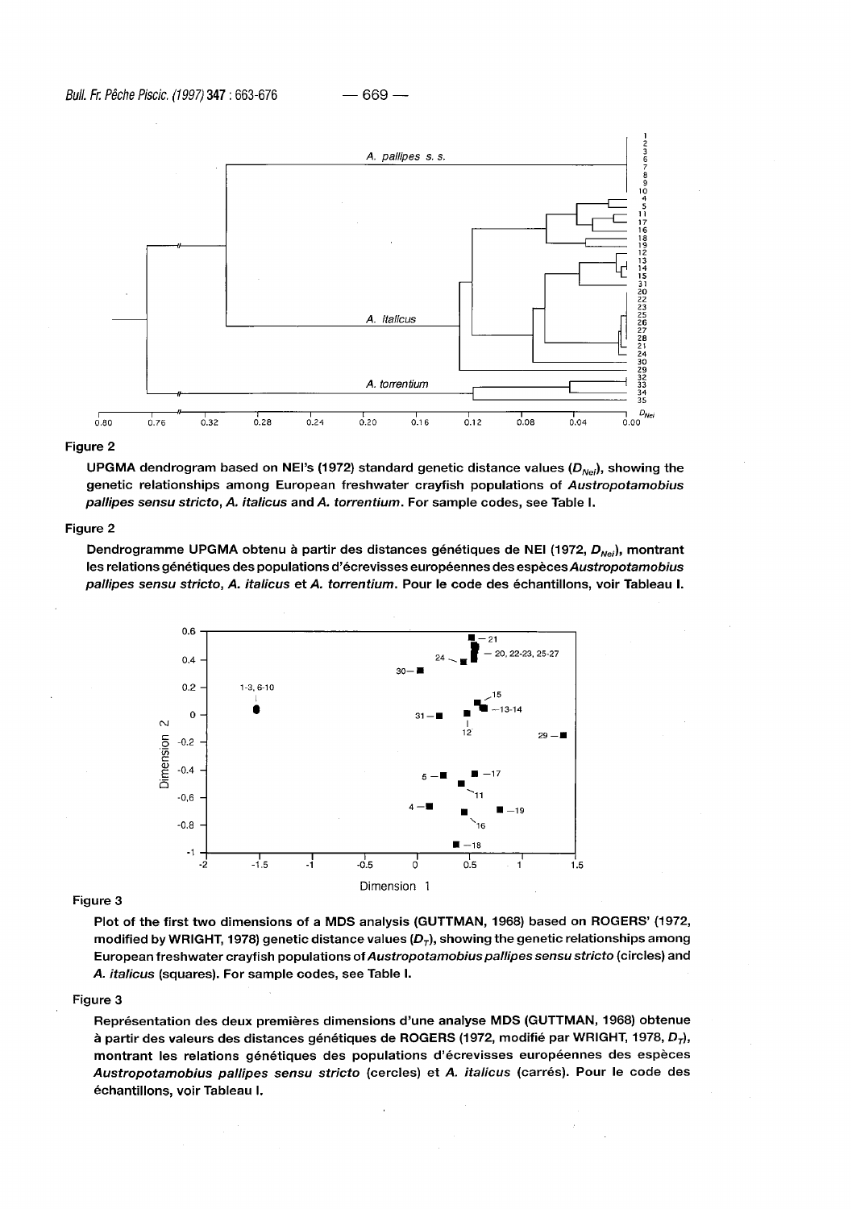Figure 2

UPGMA dendrogram based on NEI's (1972) standard genetic distance values ($D_{Nei}$), showing the genetic relationships among European freshwater crayfish populations of *Austropotamobius pallipes sensu stricto*, *A. italicus* and *A. torrentium*. For sample codes, see Table I.

Figure 2

Dendrogramme UPGMA obtenu à partir des distances génétiques de NEI (1972, $D_{Nei}$), montrant les relations génétiques des populations d'écrevisses européennes des espèces *Austropotamobius pallipes sensu stricto*, *A. italicus* et *A. torrentium*. Pour le code des échantillons, voir Tableau I.

Figure 3

Plot of the first two dimensions of a MDS analysis (GUTTMAN, 1968) based on ROGERS' (1972, modified by WRIGHT, 1978) genetic distance values ($D_T$), showing the genetic relationships among European freshwater crayfish populations of *Austropotamobius pallipes sensu stricto* (circles) and *A. italicus* (squares). For sample codes, see Table I.

Figure 3

Représentation des deux premières dimensions d'une analyse MDS (GUTTMAN, 1968) obtenue à partir des valeurs des distances génétiques de ROGERS (1972, modifié par WRIGHT, 1978, $D_T$), montrant les relations génétiques des populations d'écrevisses européennes des espèces *Austropotamobius pallipes sensu stricto* (cercles) et *A. italicus* (carrés). Pour le code des échantillons, voir Tableau I.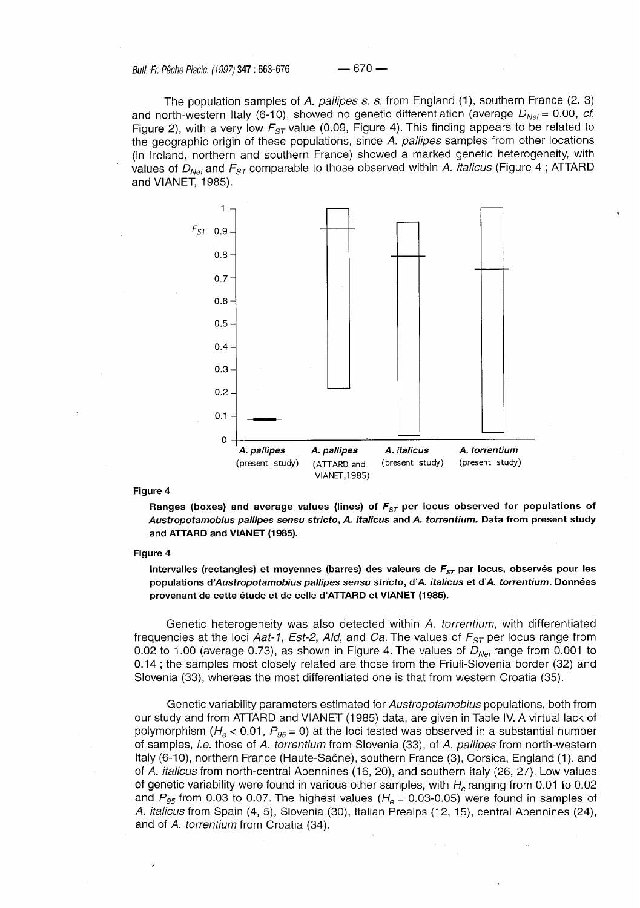The population samples of *A. pallipes s. s.* from England (1), southern France (2, 3) and north-western Italy (6-10), showed no genetic differentiation (average $D_{Nei} = 0.00$, *cf.* Figure 2), with a very low $F_{ST}$ value (0.09, Figure 4). This finding appears to be related to the geographic origin of these populations, since *A. pallipes* samples from other locations (in Ireland, northern and southern France) showed a marked genetic heterogeneity, with values of $D_{Nei}$ and $F_{ST}$ comparable to those observed within *A. italicus* (Figure 4 ; ATTARD and VIANET, 1985).

**Figure 4**

**Ranges (boxes) and average values (lines) of $F_{ST}$ per locus observed for populations of *Austropotamobius pallipes sensu stricto*, *A. italicus* and *A. torrentium*. Data from present study and ATTARD and VIANET (1985).**

**Figure 4**

**Intervalles (rectangles) et moyennes (barres) des valeurs de $F_{ST}$ par locus, observés pour les populations d'*Austropotamobius pallipes sensu stricto*, d'*A. italicus* et d'*A. torrentium*. Données provenant de cette étude et de celle d'ATTARD et VIANET (1985).**

Genetic heterogeneity was also detected within *A. torrentium*, with differentiated frequencies at the loci *Aat-1*, *Est-2*, *Ald*, and *Ca*. The values of $F_{ST}$ per locus range from 0.02 to 1.00 (average 0.73), as shown in Figure 4. The values of $D_{Nei}$ range from 0.001 to 0.14 ; the samples most closely related are those from the Friuli-Slovenia border (32) and Slovenia (33), whereas the most differentiated one is that from western Croatia (35).

Genetic variability parameters estimated for *Austropotamobius* populations, both from our study and from ATTARD and VIANET (1985) data, are given in Table IV. A virtual lack of polymorphism ($H_e < 0.01$, $P_{95} = 0$) at the loci tested was observed in a substantial number of samples, *i.e.* those of *A. torrentium* from Slovenia (33), of *A. pallipes* from north-western Italy (6-10), northern France (Haute-Saône), southern France (3), Corsica, England (1), and of *A. italicus* from north-central Apennines (16, 20), and southern Italy (26, 27). Low values of genetic variability were found in various other samples, with $H_e$ ranging from 0.01 to 0.02 and $P_{95}$ from 0.03 to 0.07. The highest values ($H_e = 0.03$-$0.05$) were found in samples of *A. italicus* from Spain (4, 5), Slovenia (30), Italian Prealps (12, 15), central Apennines (24), and of *A. torrentium* from Croatia (34).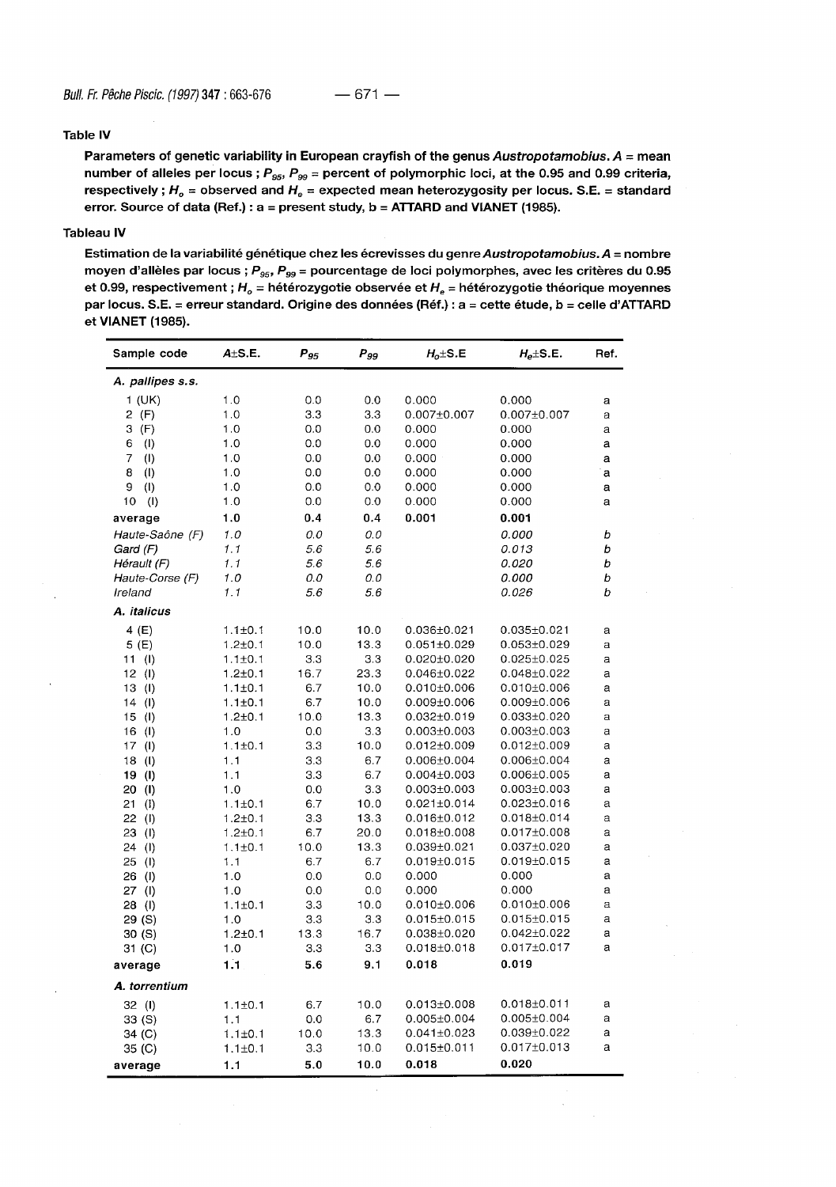## Table IV

**Parameters of genetic variability in European crayfish of the genus *Austropotamobius*. A = mean number of alleles per locus ; $P_{95}$, $P_{99}$ = percent of polymorphic loci, at the 0.95 and 0.99 criteria, respectively ; $H_o$ = observed and $H_e$ = expected mean heterozygosity per locus. S.E. = standard error. Source of data (Ref.) : a = present study, b = ATTARD and VIANET (1985).**

## Tableau IV

**Estimation de la variabilité génétique chez les écrevisses du genre *Austropotamobius*. A = nombre moyen d'allèles par locus ; $P_{95}$, $P_{99}$ = pourcentage de loci polymorphes, avec les critères du 0.95 et 0.99, respectivement ; $H_o$ = hétérozygotie observée et $H_e$ = hétérozygotie théorique moyennes par locus. S.E. = erreur standard. Origine des données (Réf.) : a = cette étude, b = celle d'ATTARD et VIANET (1985).**

| Sample code | A±S.E. | $P_{95}$ | $P_{99}$ | $H_o$±S.E | $H_e$±S.E. | Ref. |
|---|---|---|---|---|---|---|
| ***A. pallipes s.s.*** | | | | | | |
| 1 (UK) | 1.0 | 0.0 | 0.0 | 0.000 | 0.000 | a |
| 2 (F) | 1.0 | 3.3 | 3.3 | 0.007±0.007 | 0.007±0.007 | a |
| 3 (F) | 1.0 | 0.0 | 0.0 | 0.000 | 0.000 | a |
| 6 (I) | 1.0 | 0.0 | 0.0 | 0.000 | 0.000 | a |
| 7 (I) | 1.0 | 0.0 | 0.0 | 0.000 | 0.000 | a |
| 8 (I) | 1.0 | 0.0 | 0.0 | 0.000 | 0.000 | a |
| 9 (I) | 1.0 | 0.0 | 0.0 | 0.000 | 0.000 | a |
| 10 (I) | 1.0 | 0.0 | 0.0 | 0.000 | 0.000 | a |
| **average** | **1.0** | **0.4** | **0.4** | **0.001** | **0.001** | |
| *Haute-Saône (F)* | *1.0* | *0.0* | *0.0* | | *0.000* | *b* |
| *Gard (F)* | *1.1* | *5.6* | *5.6* | | *0.013* | *b* |
| *Hérault (F)* | *1.1* | *5.6* | *5.6* | | *0.020* | *b* |
| *Haute-Corse (F)* | *1.0* | *0.0* | *0.0* | | *0.000* | *b* |
| *Ireland* | *1.1* | *5.6* | *5.6* | | *0.026* | *b* |
| ***A. italicus*** | | | | | | |
| 4 (E) | 1.1±0.1 | 10.0 | 10.0 | 0.036±0.021 | 0.035±0.021 | a |
| 5 (E) | 1.2±0.1 | 10.0 | 13.3 | 0.051±0.029 | 0.053±0.029 | a |
| 11 (I) | 1.1±0.1 | 3.3 | 3.3 | 0.020±0.020 | 0.025±0.025 | a |
| 12 (I) | 1.2±0.1 | 16.7 | 23.3 | 0.046±0.022 | 0.048±0.022 | a |
| 13 (I) | 1.1±0.1 | 6.7 | 10.0 | 0.010±0.006 | 0.010±0.006 | a |
| 14 (I) | 1.1±0.1 | 6.7 | 10.0 | 0.009±0.006 | 0.009±0.006 | a |
| 15 (I) | 1.2±0.1 | 10.0 | 13.3 | 0.032±0.019 | 0.033±0.020 | a |
| 16 (I) | 1.0 | 0.0 | 3.3 | 0.003±0.003 | 0.003±0.003 | a |
| 17 (I) | 1.1±0.1 | 3.3 | 10.0 | 0.012±0.009 | 0.012±0.009 | a |
| 18 (I) | 1.1 | 3.3 | 6.7 | 0.006±0.004 | 0.006±0.004 | a |
| 19 (I) | 1.1 | 3.3 | 6.7 | 0.004±0.003 | 0.006±0.005 | a |
| 20 (I) | 1.0 | 0.0 | 3.3 | 0.003±0.003 | 0.003±0.003 | a |
| 21 (I) | 1.1±0.1 | 6.7 | 10.0 | 0.021±0.014 | 0.023±0.016 | a |
| 22 (I) | 1.2±0.1 | 3.3 | 13.3 | 0.016±0.012 | 0.018±0.014 | a |
| 23 (I) | 1.2±0.1 | 6.7 | 20.0 | 0.018±0.008 | 0.017±0.008 | a |
| 24 (I) | 1.1±0.1 | 10.0 | 13.3 | 0.039±0.021 | 0.037±0.020 | a |
| 25 (I) | 1.1 | 6.7 | 6.7 | 0.019±0.015 | 0.019±0.015 | a |
| 26 (I) | 1.0 | 0.0 | 0.0 | 0.000 | 0.000 | a |
| 27 (I) | 1.0 | 0.0 | 0.0 | 0.000 | 0.000 | a |
| 28 (I) | 1.1±0.1 | 3.3 | 10.0 | 0.010±0.006 | 0.010±0.006 | a |
| 29 (S) | 1.0 | 3.3 | 3.3 | 0.015±0.015 | 0.015±0.015 | a |
| 30 (S) | 1.2±0.1 | 13.3 | 16.7 | 0.038±0.020 | 0.042±0.022 | a |
| 31 (C) | 1.0 | 3.3 | 3.3 | 0.018±0.018 | 0.017±0.017 | a |
| **average** | **1.1** | **5.6** | **9.1** | **0.018** | **0.019** | |
| ***A. torrentium*** | | | | | | |
| 32 (I) | 1.1±0.1 | 6.7 | 10.0 | 0.013±0.008 | 0.018±0.011 | a |
| 33 (S) | 1.1 | 0.0 | 6.7 | 0.005±0.004 | 0.005±0.004 | a |
| 34 (C) | 1.1±0.1 | 10.0 | 13.3 | 0.041±0.023 | 0.039±0.022 | a |
| 35 (C) | 1.1±0.1 | 3.3 | 10.0 | 0.015±0.011 | 0.017±0.013 | a |
| **average** | **1.1** | **5.0** | **10.0** | **0.018** | **0.020** | |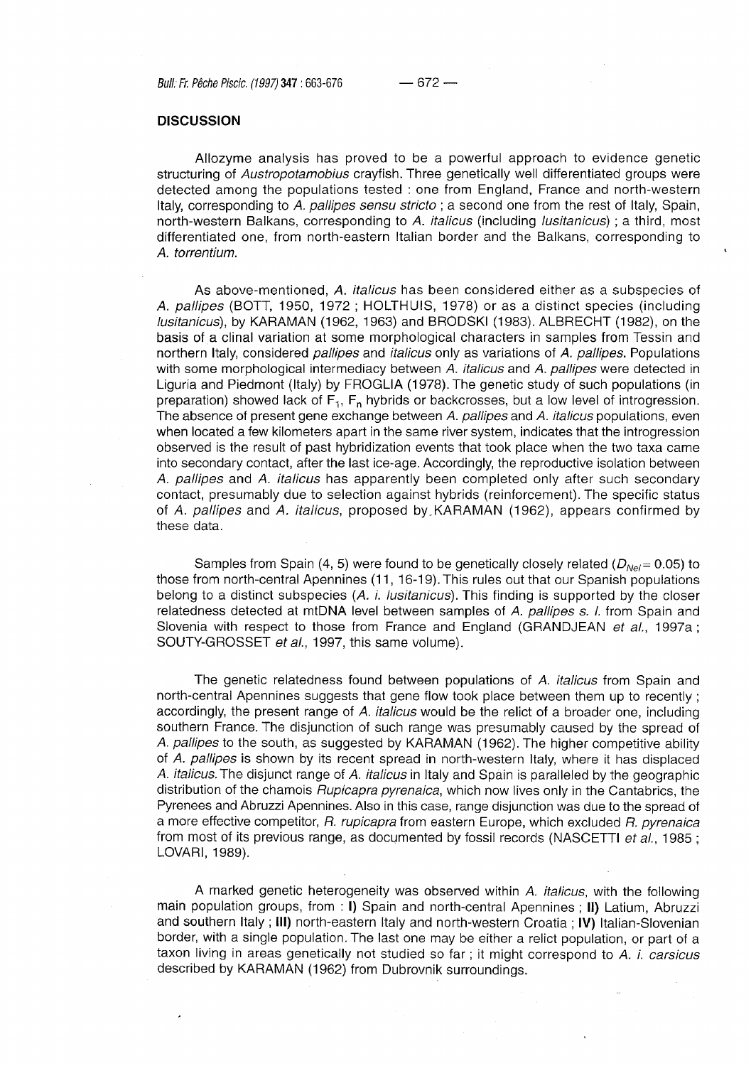## DISCUSSION

Allozyme analysis has proved to be a powerful approach to evidence genetic structuring of *Austropotamobius* crayfish. Three genetically well differentiated groups were detected among the populations tested : one from England, France and north-western Italy, corresponding to *A. pallipes sensu stricto* ; a second one from the rest of Italy, Spain, north-western Balkans, corresponding to *A. italicus* (including *lusitanicus*) ; a third, most differentiated one, from north-eastern Italian border and the Balkans, corresponding to *A. torrentium.*

As above-mentioned, *A. italicus* has been considered either as a subspecies of *A. pallipes* (BOTT, 1950, 1972 ; HOLTHUIS, 1978) or as a distinct species (including *lusitanicus*), by KARAMAN (1962, 1963) and BRODSKI (1983). ALBRECHT (1982), on the basis of a clinal variation at some morphological characters in samples from Tessin and northern Italy, considered *pallipes* and *italicus* only as variations of *A. pallipes.* Populations with some morphological intermediacy between *A. italicus* and *A. pallipes* were detected in Liguria and Piedmont (Italy) by FROGLIA (1978). The genetic study of such populations (in preparation) showed lack of $F_1$, $F_n$ hybrids or backcrosses, but a low level of introgression. The absence of present gene exchange between *A. pallipes* and *A. italicus* populations, even when located a few kilometers apart in the same river system, indicates that the introgression observed is the result of past hybridization events that took place when the two taxa came into secondary contact, after the last ice-age. Accordingly, the reproductive isolation between *A. pallipes* and *A. italicus* has apparently been completed only after such secondary contact, presumably due to selection against hybrids (reinforcement). The specific status of *A. pallipes* and *A. italicus*, proposed by KARAMAN (1962), appears confirmed by these data.

Samples from Spain (4, 5) were found to be genetically closely related ($D_{Nei} = 0.05$) to those from north-central Apennines (11, 16-19). This rules out that our Spanish populations belong to a distinct subspecies (*A. i. lusitanicus*). This finding is supported by the closer relatedness detected at mtDNA level between samples of *A. pallipes s. l.* from Spain and Slovenia with respect to those from France and England (GRANDJEAN *et al.*, 1997a ; SOUTY-GROSSET *et al.*, 1997, this same volume).

The genetic relatedness found between populations of *A. italicus* from Spain and north-central Apennines suggests that gene flow took place between them up to recently ; accordingly, the present range of *A. italicus* would be the relict of a broader one, including southern France. The disjunction of such range was presumably caused by the spread of *A. pallipes* to the south, as suggested by KARAMAN (1962). The higher competitive ability of *A. pallipes* is shown by its recent spread in north-western Italy, where it has displaced *A. italicus*. The disjunct range of *A. italicus* in Italy and Spain is paralleled by the geographic distribution of the chamois *Rupicapra pyrenaica*, which now lives only in the Cantabrics, the Pyrenees and Abruzzi Apennines. Also in this case, range disjunction was due to the spread of a more effective competitor, *R. rupicapra* from eastern Europe, which excluded *R. pyrenaica* from most of its previous range, as documented by fossil records (NASCETTI *et al.*, 1985 ; LOVARI, 1989).

A marked genetic heterogeneity was observed within *A. italicus*, with the following main population groups, from : **I)** Spain and north-central Apennines ; **II)** Latium, Abruzzi and southern Italy ; **III)** north-eastern Italy and north-western Croatia ; **IV)** Italian-Slovenian border, with a single population. The last one may be either a relict population, or part of a taxon living in areas genetically not studied so far ; it might correspond to *A. i. carsicus* described by KARAMAN (1962) from Dubrovnik surroundings.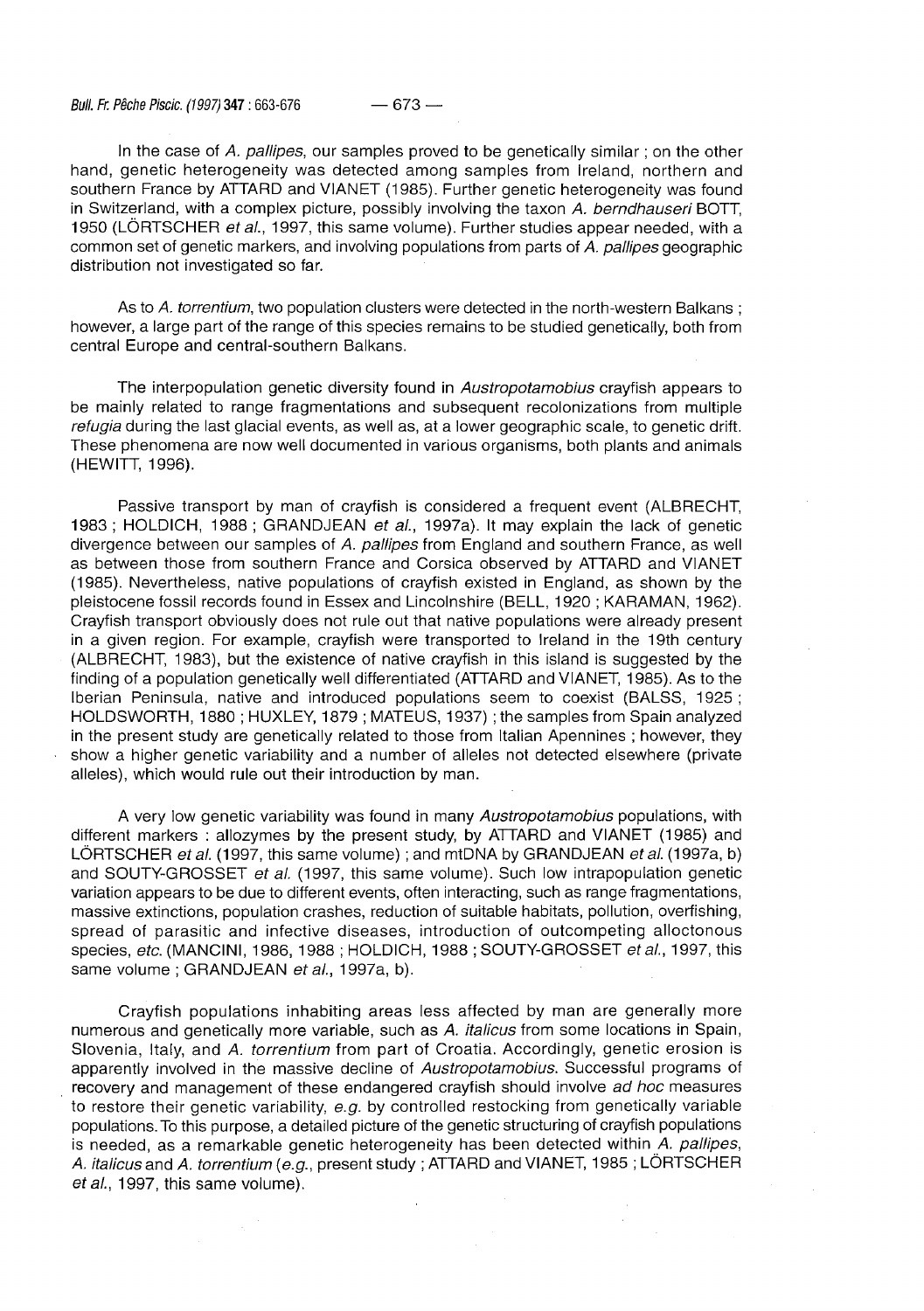In the case of *A. pallipes*, our samples proved to be genetically similar ; on the other hand, genetic heterogeneity was detected among samples from Ireland, northern and southern France by ATTARD and VIANET (1985). Further genetic heterogeneity was found in Switzerland, with a complex picture, possibly involving the taxon *A. berndhauseri* BOTT, 1950 (LÖRTSCHER *et al.*, 1997, this same volume). Further studies appear needed, with a common set of genetic markers, and involving populations from parts of *A. pallipes* geographic distribution not investigated so far.

As to *A. torrentium*, two population clusters were detected in the north-western Balkans ; however, a large part of the range of this species remains to be studied genetically, both from central Europe and central-southern Balkans.

The interpopulation genetic diversity found in *Austropotamobius* crayfish appears to be mainly related to range fragmentations and subsequent recolonizations from multiple *refugia* during the last glacial events, as well as, at a lower geographic scale, to genetic drift. These phenomena are now well documented in various organisms, both plants and animals (HEWITT, 1996).

Passive transport by man of crayfish is considered a frequent event (ALBRECHT, 1983 ; HOLDICH, 1988 ; GRANDJEAN *et al.*, 1997a). It may explain the lack of genetic divergence between our samples of *A. pallipes* from England and southern France, as well as between those from southern France and Corsica observed by ATTARD and VIANET (1985). Nevertheless, native populations of crayfish existed in England, as shown by the pleistocene fossil records found in Essex and Lincolnshire (BELL, 1920 ; KARAMAN, 1962). Crayfish transport obviously does not rule out that native populations were already present in a given region. For example, crayfish were transported to Ireland in the 19th century (ALBRECHT, 1983), but the existence of native crayfish in this island is suggested by the finding of a population genetically well differentiated (ATTARD and VIANET, 1985). As to the Iberian Peninsula, native and introduced populations seem to coexist (BALSS, 1925 ; HOLDSWORTH, 1880 ; HUXLEY, 1879 ; MATEUS, 1937) ; the samples from Spain analyzed in the present study are genetically related to those from Italian Apennines ; however, they show a higher genetic variability and a number of alleles not detected elsewhere (private alleles), which would rule out their introduction by man.

A very low genetic variability was found in many *Austropotamobius* populations, with different markers : allozymes by the present study, by ATTARD and VIANET (1985) and LÖRTSCHER *et al.* (1997, this same volume) ; and mtDNA by GRANDJEAN *et al.* (1997a, b) and SOUTY-GROSSET *et al.* (1997, this same volume). Such low intrapopulation genetic variation appears to be due to different events, often interacting, such as range fragmentations, massive extinctions, population crashes, reduction of suitable habitats, pollution, overfishing, spread of parasitic and infective diseases, introduction of outcompeting alloctonous species, *etc.* (MANCINI, 1986, 1988 ; HOLDICH, 1988 ; SOUTY-GROSSET *et al.*, 1997, this same volume ; GRANDJEAN *et al.*, 1997a, b).

Crayfish populations inhabiting areas less affected by man are generally more numerous and genetically more variable, such as *A. italicus* from some locations in Spain, Slovenia, Italy, and *A. torrentium* from part of Croatia. Accordingly, genetic erosion is apparently involved in the massive decline of *Austropotamobius*. Successful programs of recovery and management of these endangered crayfish should involve *ad hoc* measures to restore their genetic variability, *e.g.* by controlled restocking from genetically variable populations. To this purpose, a detailed picture of the genetic structuring of crayfish populations is needed, as a remarkable genetic heterogeneity has been detected within *A. pallipes*, *A. italicus* and *A. torrentium* (*e.g.*, present study ; ATTARD and VIANET, 1985 ; LÖRTSCHER *et al.*, 1997, this same volume).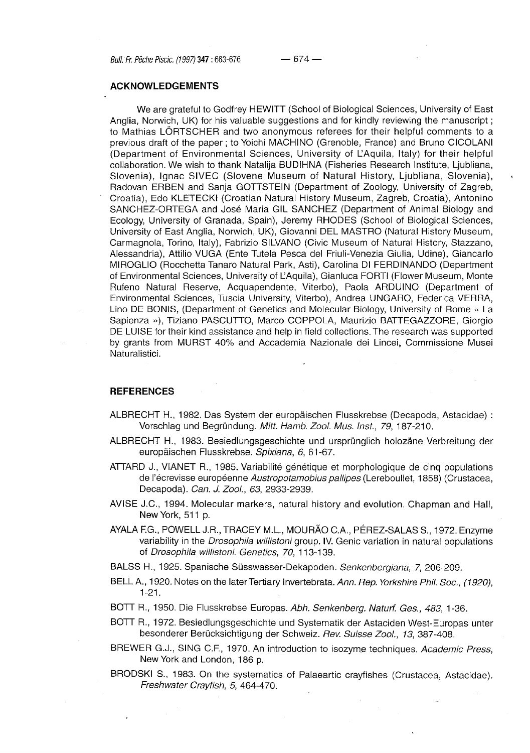## ACKNOWLEDGEMENTS

We are grateful to Godfrey HEWITT (School of Biological Sciences, University of East Anglia, Norwich, UK) for his valuable suggestions and for kindly reviewing the manuscript ; to Mathias LÖRTSCHER and two anonymous referees for their helpful comments to a previous draft of the paper ; to Yoichi MACHINO (Grenoble, France) and Bruno CICOLANI (Department of Environmental Sciences, University of L'Aquila, Italy) for their helpful collaboration. We wish to thank Natalija BUDIHNA (Fisheries Research Institute, Ljubliana, Slovenia), Ignac SIVEC (Slovene Museum of Natural History, Ljubliana, Slovenia), Radovan ERBEN and Sanja GOTTSTEIN (Department of Zoology, University of Zagreb, Croatia), Edo KLETECKI (Croatian Natural History Museum, Zagreb, Croatia), Antonino SANCHEZ-ORTEGA and José Maria GIL SANCHEZ (Department of Animal Biology and Ecology, University of Granada, Spain), Jeremy RHODES (School of Biological Sciences, University of East Anglia, Norwich, UK), Giovanni DEL MASTRO (Natural History Museum, Carmagnola, Torino, Italy), Fabrizio SILVANO (Civic Museum of Natural History, Stazzano, Alessandria), Attilio VUGA (Ente Tutela Pesca del Friuli-Venezia Giulia, Udine), Giancarlo MIROGLIO (Rocchetta Tanaro Natural Park, Asti), Carolina DI FERDINANDO (Department of Environmental Sciences, University of L'Aquila), Gianluca FORTI (Flower Museum, Monte Rufeno Natural Reserve, Acquapendente, Viterbo), Paola ARDUINO (Department of Environmental Sciences, Tuscia University, Viterbo), Andrea UNGARO, Federica VERRA, Lino DE BONIS, (Department of Genetics and Molecular Biology, University of Rome « La Sapienza »), Tiziano PASCUTTO, Marco COPPOLA, Maurizio BATTEGAZZORE, Giorgio DE LUISE for their kind assistance and help in field collections. The research was supported by grants from MURST 40% and Accademia Nazionale dei Lincei, Commissione Musei Naturalistici.

## REFERENCES

ALBRECHT H., 1982. Das System der europäischen Flusskrebse (Decapoda, Astacidae) : Vorschlag und Begründung. *Mitt. Hamb. Zool. Mus. Inst.*, *79*, 187-210.

ALBRECHT H., 1983. Besiedlungsgeschichte und ursprünglich holozäne Verbreitung der europäischen Flusskrebse. *Spixiana*, *6*, 61-67.

ATTARD J., VIANET R., 1985. Variabilité génétique et morphologique de cinq populations de l'écrevisse européenne *Austropotamobius pallipes* (Lereboullet, 1858) (Crustacea, Decapoda). *Can. J. Zool.*, *63*, 2933-2939.

AVISE J.C., 1994. Molecular markers, natural history and evolution. Chapman and Hall, New York, 511 p.

AYALA F.G., POWELL J.R., TRACEY M.L., MOURÃO C.A., PÉREZ-SALAS S., 1972. Enzyme variability in the *Drosophila willistoni* group. IV. Genic variation in natural populations of *Drosophila willistoni*. *Genetics*, *70*, 113-139.

BALSS H., 1925. Spanische Süsswasser-Dekapoden. *Senkenbergiana*, *7*, 206-209.

BELL A., 1920. Notes on the later Tertiary Invertebrata. *Ann. Rep. Yorkshire Phil. Soc., (1920)*, 1-21.

BOTT R., 1950. Die Flusskrebse Europas. *Abh. Senkenberg. Naturf. Ges.*, *483*, 1-36.

BOTT R., 1972. Besiedlungsgeschichte und Systematik der Astaciden West-Europas unter besonderer Berücksichtigung der Schweiz. *Rev. Suisse Zool.*, *13*, 387-408.

BREWER G.J., SING C.F., 1970. An introduction to isozyme techniques. *Academic Press*, New York and London, 186 p.

BRODSKI S., 1983. On the systematics of Palaeartic crayfishes (Crustacea, Astacidae). *Freshwater Crayfish*, *5*, 464-470.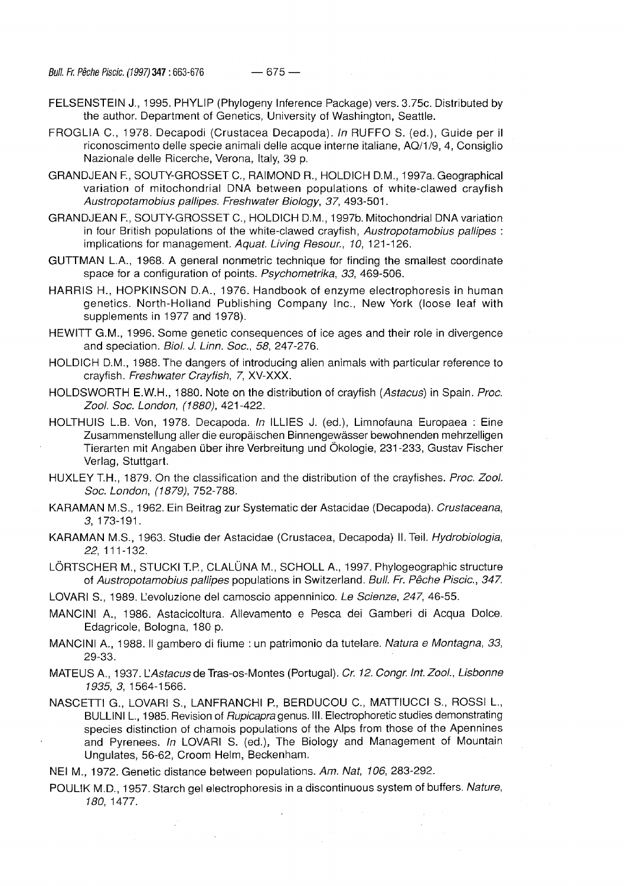FELSENSTEIN J., 1995. PHYLIP (Phylogeny Inference Package) vers. 3.75c. Distributed by the author. Department of Genetics, University of Washington, Seattle.

FROGLIA C., 1978. Decapodi (Crustacea Decapoda). *In* RUFFO S. (ed.), Guide per il riconoscimento delle specie animali delle acque interne italiane, AQ/1/9, 4, Consiglio Nazionale delle Ricerche, Verona, Italy, 39 p.

GRANDJEAN F., SOUTY-GROSSET C., RAIMOND R., HOLDICH D.M., 1997a. Geographical variation of mitochondrial DNA between populations of white-clawed crayfish *Austropotamobius pallipes*. *Freshwater Biology*, *37*, 493-501.

GRANDJEAN F., SOUTY-GROSSET C., HOLDICH D.M., 1997b. Mitochondrial DNA variation in four British populations of the white-clawed crayfish, *Austropotamobius pallipes* : implications for management. *Aquat. Living Resour.*, *10*, 121-126.

GUTTMAN L.A., 1968. A general nonmetric technique for finding the smallest coordinate space for a configuration of points. *Psychometrika*, *33*, 469-506.

HARRIS H., HOPKINSON D.A., 1976. Handbook of enzyme electrophoresis in human genetics. North-Holland Publishing Company Inc., New York (loose leaf with supplements in 1977 and 1978).

HEWITT G.M., 1996. Some genetic consequences of ice ages and their role in divergence and speciation. *Biol. J. Linn. Soc.*, *58*, 247-276.

HOLDICH D.M., 1988. The dangers of introducing alien animals with particular reference to crayfish. *Freshwater Crayfish*, *7*, XV-XXX.

HOLDSWORTH E.W.H., 1880. Note on the distribution of crayfish (*Astacus*) in Spain. *Proc. Zool. Soc. London*, *(1880)*, 421-422.

HOLTHUIS L.B. Von, 1978. Decapoda. *In* ILLIES J. (ed.), Limnofauna Europaea : Eine Zusammenstellung aller die europäischen Binnengewässer bewohnenden mehrzelligen Tierarten mit Angaben über ihre Verbreitung und Ökologie, 231-233, Gustav Fischer Verlag, Stuttgart.

HUXLEY T.H., 1879. On the classification and the distribution of the crayfishes. *Proc. Zool. Soc. London*, *(1879)*, 752-788.

KARAMAN M.S., 1962. Ein Beitrag zur Systematic der Astacidae (Decapoda). *Crustaceana*, *3*, 173-191.

KARAMAN M.S., 1963. Studie der Astacidae (Crustacea, Decapoda) II. Teil. *Hydrobiologia*, *22*, 111-132.

LÖRTSCHER M., STUCKI T.P., CLALÜNA M., SCHOLL A., 1997. Phylogeographic structure of *Austropotamobius pallipes* populations in Switzerland. *Bull. Fr. Pêche Piscic.*, *347*.

LOVARI S., 1989. L'evoluzione del camoscio appenninico. *Le Scienze*, *247*, 46-55.

MANCINI A., 1986. Astacicoltura. Allevamento e Pesca dei Gamberi di Acqua Dolce. Edagricole, Bologna, 180 p.

MANCINI A., 1988. Il gambero di fiume : un patrimonio da tutelare. *Natura e Montagna*, *33*, 29-33.

MATEUS A., 1937. L'*Astacus* de Tras-os-Montes (Portugal). *Cr. 12. Congr. Int. Zool., Lisbonne 1935*, *3*, 1564-1566.

NASCETTI G., LOVARI S., LANFRANCHI P., BERDUCOU C., MATTIUCCI S., ROSSI L., BULLINI L., 1985. Revision of *Rupicapra* genus. III. Electrophoretic studies demonstrating species distinction of chamois populations of the Alps from those of the Apennines and Pyrenees. *In* LOVARI S. (ed.), The Biology and Management of Mountain Ungulates, 56-62, Croom Helm, Beckenham.

NEI M., 1972. Genetic distance between populations. *Am. Nat*, *106*, 283-292.

POULIK M.D., 1957. Starch gel electrophoresis in a discontinuous system of buffers. *Nature*, *180*, 1477.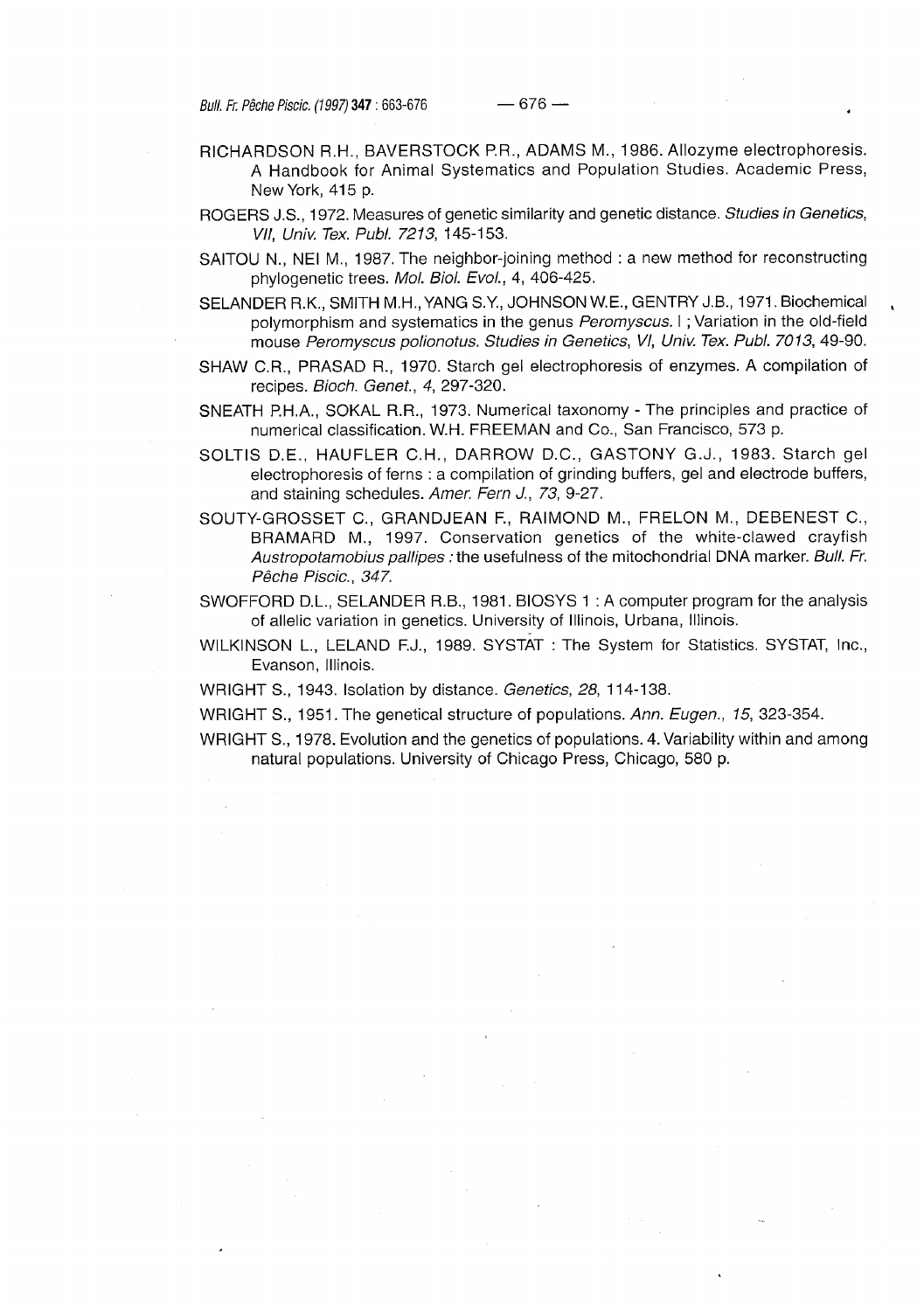RICHARDSON R.H., BAVERSTOCK P.R., ADAMS M., 1986. Allozyme electrophoresis. A Handbook for Animal Systematics and Population Studies. Academic Press, New York, 415 p.

ROGERS J.S., 1972. Measures of genetic similarity and genetic distance. *Studies in Genetics, VII, Univ. Tex. Publ. 7213*, 145-153.

SAITOU N., NEI M., 1987. The neighbor-joining method : a new method for reconstructing phylogenetic trees. *Mol. Biol. Evol.*, 4, 406-425.

SELANDER R.K., SMITH M.H., YANG S.Y., JOHNSON W.E., GENTRY J.B., 1971. Biochemical polymorphism and systematics in the genus *Peromyscus*. I ; Variation in the old-field mouse *Peromyscus polionotus*. *Studies in Genetics, VI, Univ. Tex. Publ. 7013*, 49-90.

SHAW C.R., PRASAD R., 1970. Starch gel electrophoresis of enzymes. A compilation of recipes. *Bioch. Genet.*, *4*, 297-320.

SNEATH P.H.A., SOKAL R.R., 1973. Numerical taxonomy - The principles and practice of numerical classification. W.H. FREEMAN and Co., San Francisco, 573 p.

SOLTIS D.E., HAUFLER C.H., DARROW D.C., GASTONY G.J., 1983. Starch gel electrophoresis of ferns : a compilation of grinding buffers, gel and electrode buffers, and staining schedules. *Amer. Fern J.*, *73*, 9-27.

SOUTY-GROSSET C., GRANDJEAN F., RAIMOND M., FRELON M., DEBENEST C., BRAMARD M., 1997. Conservation genetics of the white-clawed crayfish *Austropotamobius pallipes* : the usefulness of the mitochondrial DNA marker. *Bull. Fr. Pêche Piscic.*, *347*.

SWOFFORD D.L., SELANDER R.B., 1981. BIOSYS 1 : A computer program for the analysis of allelic variation in genetics. University of Illinois, Urbana, Illinois.

WILKINSON L., LELAND F.J., 1989. SYSTAT : The System for Statistics. SYSTAT, Inc., Evanson, Illinois.

WRIGHT S., 1943. Isolation by distance. *Genetics*, *28*, 114-138.

WRIGHT S., 1951. The genetical structure of populations. *Ann. Eugen.*, *15*, 323-354.

WRIGHT S., 1978. Evolution and the genetics of populations. 4. Variability within and among natural populations. University of Chicago Press, Chicago, 580 p.